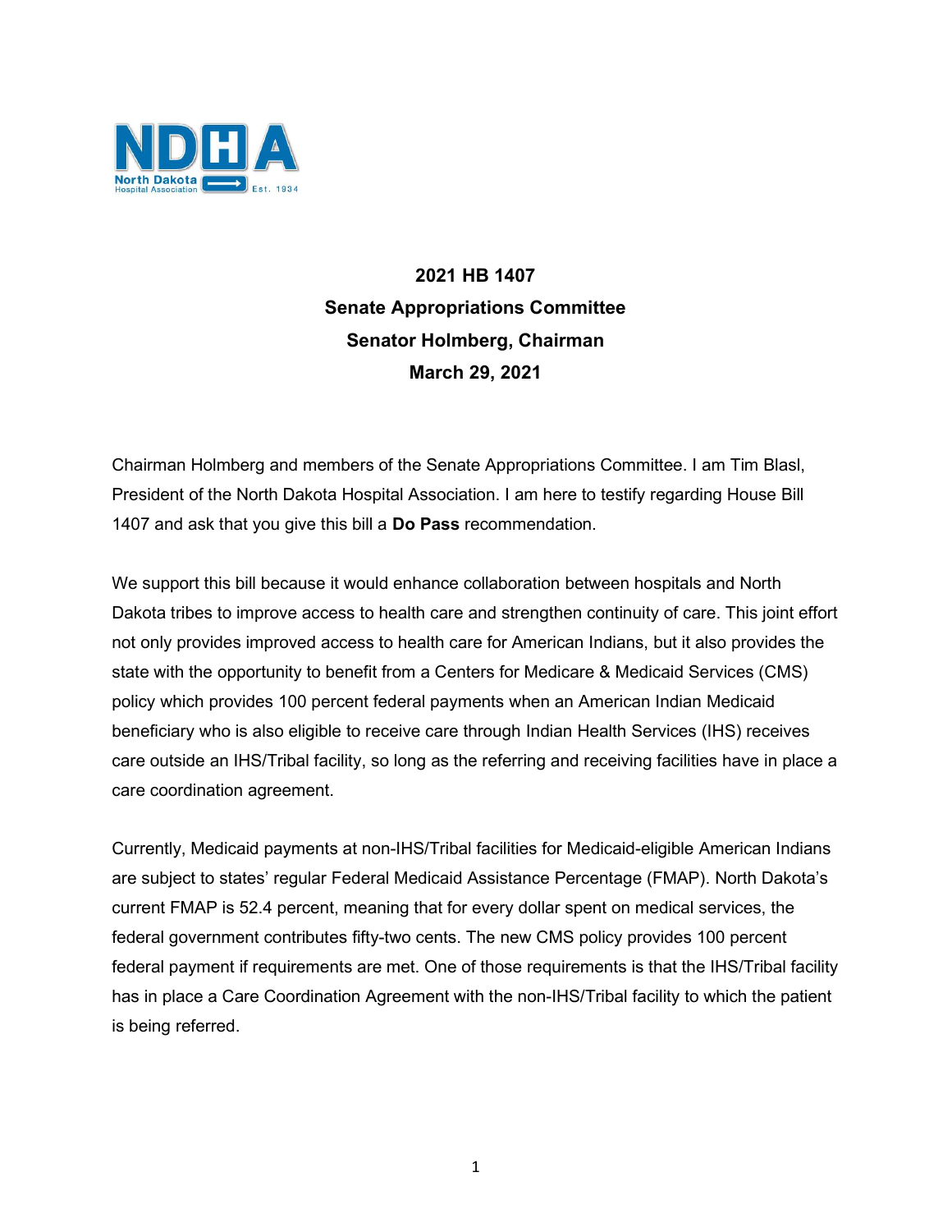North Dakota Hospital Association Est. 1934

**2021 HB 1407**
**Senate Appropriations Committee**
**Senator Holmberg, Chairman**
**March 29, 2021**

Chairman Holmberg and members of the Senate Appropriations Committee. I am Tim Blasl, President of the North Dakota Hospital Association. I am here to testify regarding House Bill 1407 and ask that you give this bill a **Do Pass** recommendation.

We support this bill because it would enhance collaboration between hospitals and North Dakota tribes to improve access to health care and strengthen continuity of care. This joint effort not only provides improved access to health care for American Indians, but it also provides the state with the opportunity to benefit from a Centers for Medicare & Medicaid Services (CMS) policy which provides 100 percent federal payments when an American Indian Medicaid beneficiary who is also eligible to receive care through Indian Health Services (IHS) receives care outside an IHS/Tribal facility, so long as the referring and receiving facilities have in place a care coordination agreement.

Currently, Medicaid payments at non-IHS/Tribal facilities for Medicaid-eligible American Indians are subject to states' regular Federal Medicaid Assistance Percentage (FMAP). North Dakota's current FMAP is 52.4 percent, meaning that for every dollar spent on medical services, the federal government contributes fifty-two cents. The new CMS policy provides 100 percent federal payment if requirements are met. One of those requirements is that the IHS/Tribal facility has in place a Care Coordination Agreement with the non-IHS/Tribal facility to which the patient is being referred.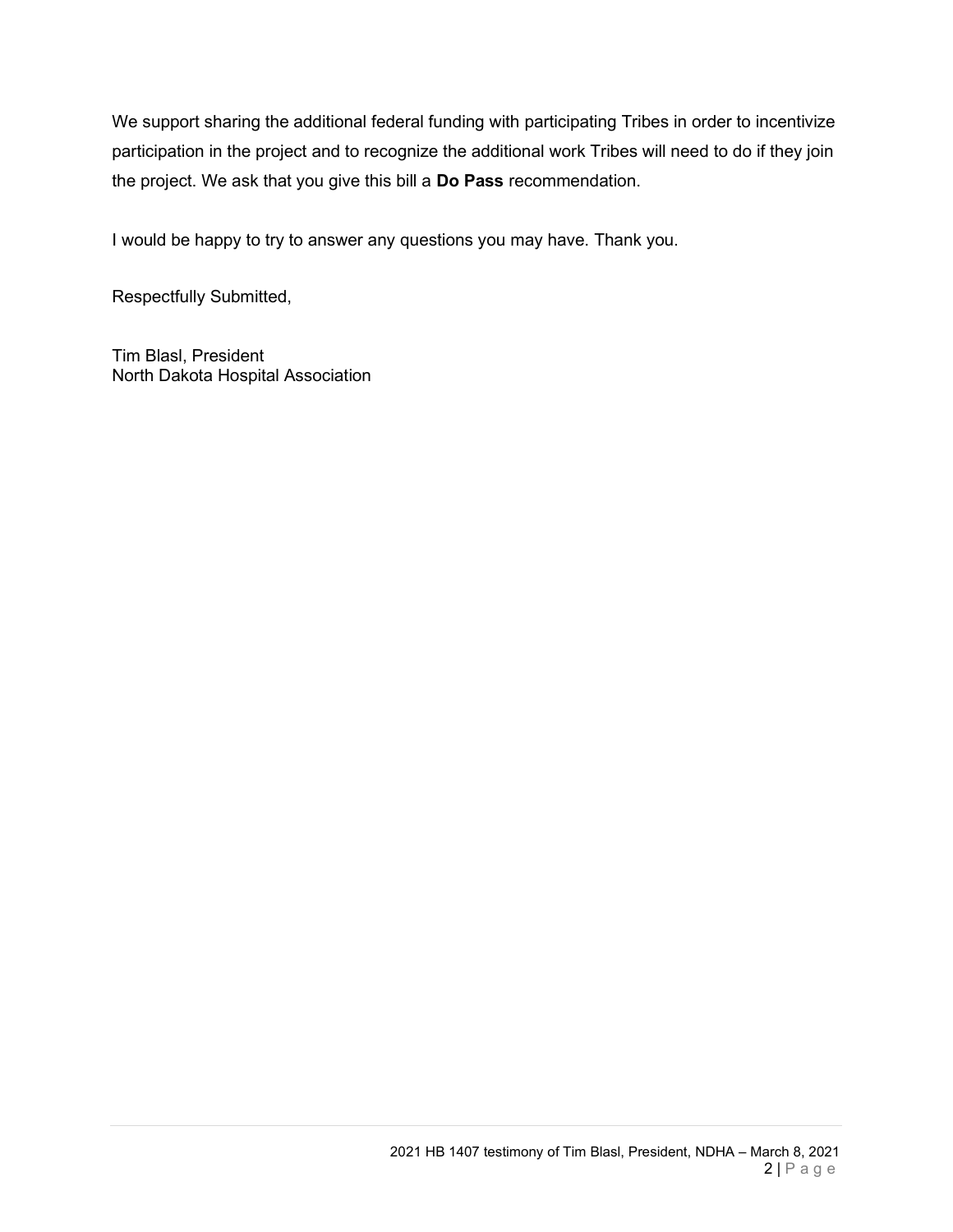We support sharing the additional federal funding with participating Tribes in order to incentivize participation in the project and to recognize the additional work Tribes will need to do if they join the project. We ask that you give this bill a **Do Pass** recommendation.

I would be happy to try to answer any questions you may have. Thank you.

Respectfully Submitted,

Tim Blasl, President
North Dakota Hospital Association